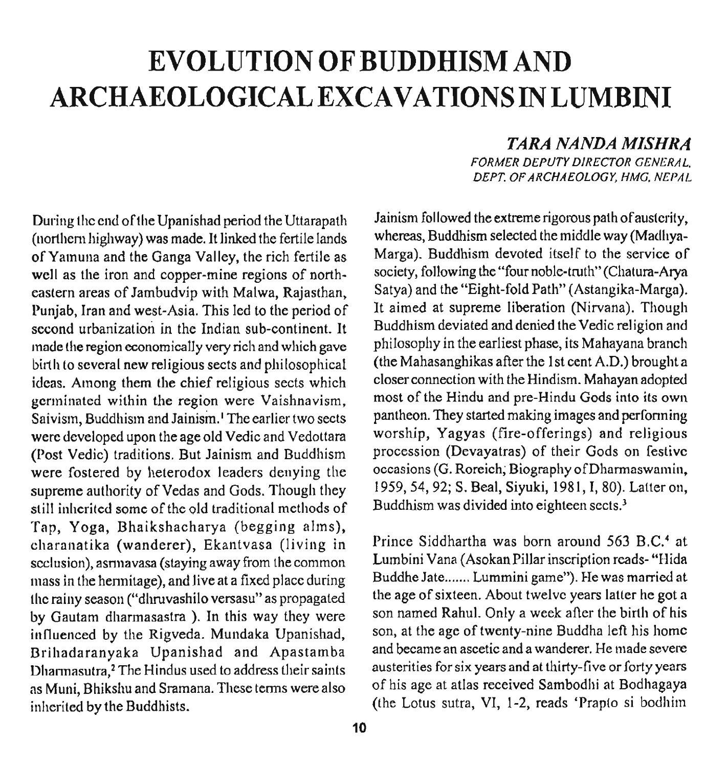# EVOLUTION OF BUDDHISM AND ARCHAEOLOGICAL EXCAVATIONS IN LUMBINI

***TARA NANDA MISHRA***
*FORMER DEPUTY DIRECTOR GENERAL, DEPT. OF ARCHAEOLOGY, HMG, NEPAL*

During the end of the Upanishad period the Uttarapath (northern highway) was made. It linked the fertile lands of Yamuna and the Ganga Valley, the rich fertile as well as the iron and copper-mine regions of north-eastern areas of Jambudvip with Malwa, Rajasthan, Punjab, Iran and west-Asia. This led to the period of second urbanization in the Indian sub-continent. It made the region economically very rich and which gave birth to several new religious sects and philosophical ideas. Among them the chief religious sects which germinated within the region were Vaishnavism, Saivism, Buddhism and Jainism.[1] The earlier two sects were developed upon the age old Vedic and Vedottara (Post Vedic) traditions. But Jainism and Buddhism were fostered by heterodox leaders denying the supreme authority of Vedas and Gods. Though they still inherited some of the old traditional methods of Tap, Yoga, Bhaikshacharya (begging alms), charanatika (wanderer), Ekantvasa (living in seclusion), asrmavasa (staying away from the common mass in the hermitage), and live at a fixed place during the rainy season ("dhruvashilo versasu" as propagated by Gautam dharmasastra ). In this way they were influenced by the Rigveda. Mundaka Upanishad, Brihadaranyaka Upanishad and Apastamba Dharmasutra,[2] The Hindus used to address their saints as Muni, Bhikshu and Sramana. These terms were also inherited by the Buddhists.

Jainism followed the extreme rigorous path of austerity, whereas, Buddhism selected the middle way (Madhya-Marga). Buddhism devoted itself to the service of society, following the "four noble-truth" (Chatura-Arya Satya) and the "Eight-fold Path" (Astangika-Marga). It aimed at supreme liberation (Nirvana). Though Buddhism deviated and denied the Vedic religion and philosophy in the earliest phase, its Mahayana branch (the Mahasanghikas after the 1st cent A.D.) brought a closer connection with the Hindism. Mahayan adopted most of the Hindu and pre-Hindu Gods into its own pantheon. They started making images and performing worship, Yagyas (fire-offerings) and religious procession (Devayatras) of their Gods on festive occasions (G. Roreich, Biography of Dharmaswamin, 1959, 54, 92; S. Beal, Siyuki, 1981, I, 80). Latter on, Buddhism was divided into eighteen sects.[3]

Prince Siddhartha was born around 563 B.C.[4] at Lumbini Vana (Asokan Pillar inscription reads- "Hida Buddhe Jate....... Lummini game"). He was married at the age of sixteen. About twelve years latter he got a son named Rahul. Only a week after the birth of his son, at the age of twenty-nine Buddha left his home and became an ascetic and a wanderer. He made severe austerities for six years and at thirty-five or forty years of his age at atlas received Sambodhi at Bodhagaya (the Lotus sutra, VI, 1-2, reads 'Prapto si bodhim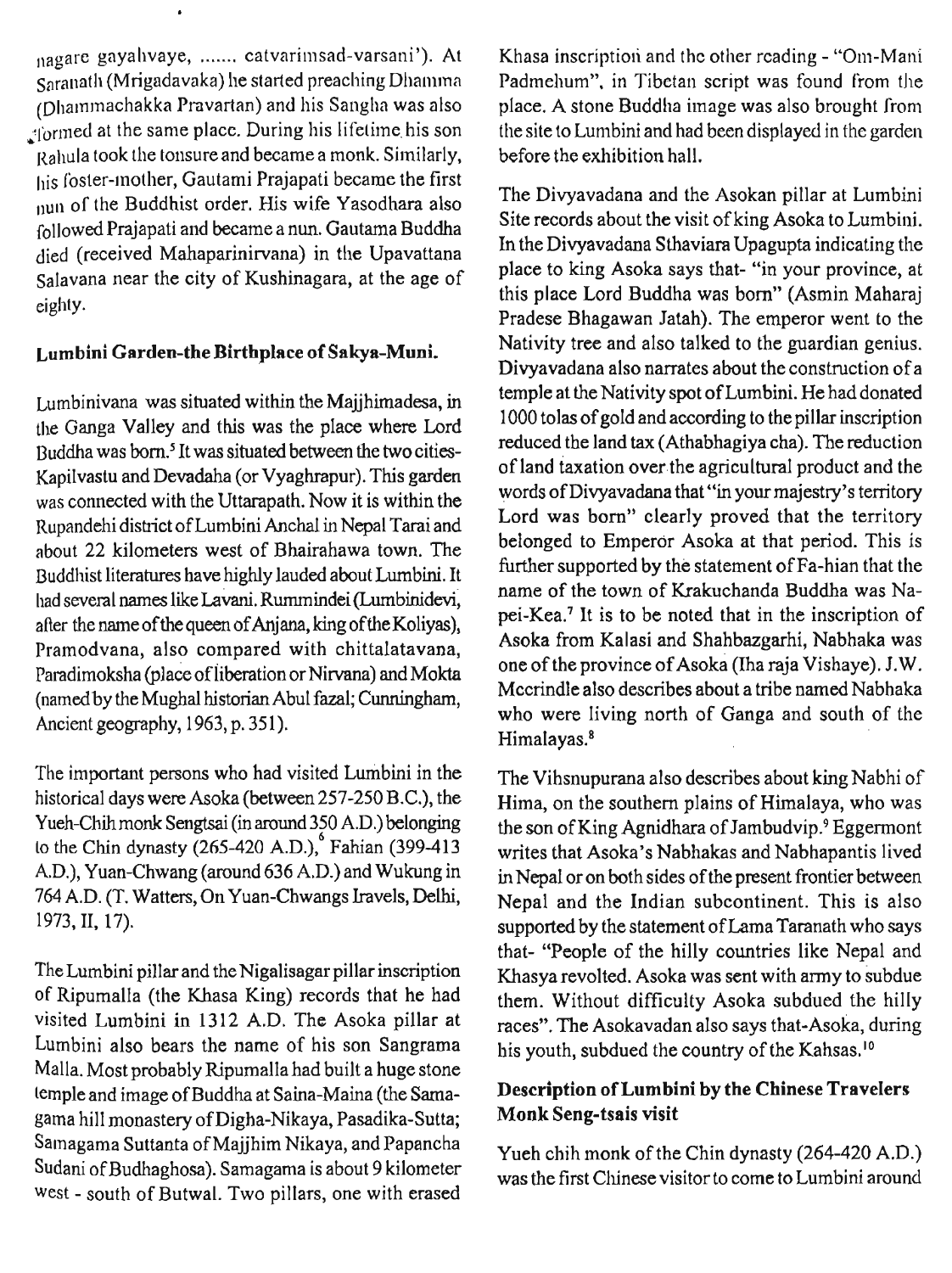nagare gayahvaye, ....... catvarimsad-varsani'). At Saranath (Mrigadavaka) he started preaching Dhamma (Dhammachakka Pravartan) and his Sangha was also formed at the same place. During his lifetime his son Rahula took the tonsure and became a monk. Similarly, his foster-mother, Gautami Prajapati became the first nun of the Buddhist order. His wife Yasodhara also followed Prajapati and became a nun. Gautama Buddha died (received Mahaparinirvana) in the Upavattana Salavana near the city of Kushinagara, at the age of eighty.

### Lumbini Garden-the Birthplace of Sakya-Muni.

Lumbinivana was situated within the Majjhimadesa, in the Ganga Valley and this was the place where Lord Buddha was born.[5] It was situated between the two cities-Kapilvastu and Devadaha (or Vyaghrapur). This garden was connected with the Uttarapath. Now it is within the Rupandehi district of Lumbini Anchal in Nepal Tarai and about 22 kilometers west of Bhairahawa town. The Buddhist literatures have highly lauded about Lumbini. It had several names like Lavani. Rummindei (Lumbinidevi, after the name of the queen of Anjana, king of the Koliyas), Pramodvana, also compared with chittalatavana, Paradimoksha (place of liberation or Nirvana) and Mokta (named by the Mughal historian Abul fazal; Cunningham, Ancient geography, 1963, p. 351).

The important persons who had visited Lumbini in the historical days were Asoka (between 257-250 B.C.), the Yueh-Chih monk Sengtsai (in around 350 A.D.) belonging to the Chin dynasty (265-420 A.D.),[6] Fahian (399-413 A.D.), Yuan-Chwang (around 636 A.D.) and Wukung in 764 A.D. (T. Watters, On Yuan-Chwangs Iravels, Delhi, 1973, II, 17).

The Lumbini pillar and the Nigalisagar pillar inscription of Ripumalla (the Khasa King) records that he had visited Lumbini in 1312 A.D. The Asoka pillar at Lumbini also bears the name of his son Sangrama Malla. Most probably Ripumalla had built a huge stone temple and image of Buddha at Saina-Maina (the Samagama hill monastery of Digha-Nikaya, Pasadika-Sutta; Samagama Suttanta of Majjhim Nikaya, and Papancha Sudani of Budhaghosa). Samagama is about 9 kilometer west - south of Butwal. Two pillars, one with erased Khasa inscription and the other reading - "Om-Mani Padmehum", in Tibetan script was found from the place. A stone Buddha image was also brought from the site to Lumbini and had been displayed in the garden before the exhibition hall.

The Divyavadana and the Asokan pillar at Lumbini Site records about the visit of king Asoka to Lumbini. In the Divyavadana Sthaviara Upagupta indicating the place to king Asoka says that- "in your province, at this place Lord Buddha was born" (Asmin Maharaj Pradese Bhagawan Jatah). The emperor went to the Nativity tree and also talked to the guardian genius. Divyavadana also narrates about the construction of a temple at the Nativity spot of Lumbini. He had donated 1000 tolas of gold and according to the pillar inscription reduced the land tax (Athabhagiya cha). The reduction of land taxation over the agricultural product and the words of Divyavadana that "in your majesty's territory Lord was born" clearly proved that the territory belonged to Emperor Asoka at that period. This is further supported by the statement of Fa-hian that the name of the town of Krakuchanda Buddha was Na-pei-Kea.[7] It is to be noted that in the inscription of Asoka from Kalasi and Shahbazgarhi, Nabhaka was one of the province of Asoka (Iha raja Vishaye). J.W. Mccrindle also describes about a tribe named Nabhaka who were living north of Ganga and south of the Himalayas.[8]

The Vihsnupurana also describes about king Nabhi of Hima, on the southern plains of Himalaya, who was the son of King Agnidhara of Jambudvip.[9] Eggermont writes that Asoka's Nabhakas and Nabhapantis lived in Nepal or on both sides of the present frontier between Nepal and the Indian subcontinent. This is also supported by the statement of Lama Taranath who says that- "People of the hilly countries like Nepal and Khasya revolted. Asoka was sent with army to subdue them. Without difficulty Asoka subdued the hilly races". The Asokavadan also says that-Asoka, during his youth, subdued the country of the Kahsas.[10]

### Description of Lumbini by the Chinese Travelers Monk Seng-tsais visit

Yueh chih monk of the Chin dynasty (264-420 A.D.) was the first Chinese visitor to come to Lumbini around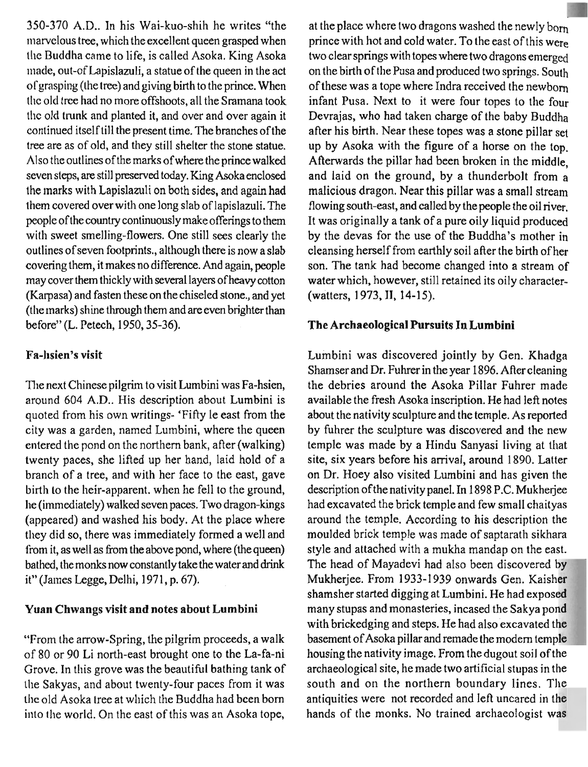350-370 A.D.. In his Wai-kuo-shih he writes "the marvelous tree, which the excellent queen grasped when the Buddha came to life, is called Asoka. King Asoka made, out-of Lapislazuli, a statue of the queen in the act of grasping (the tree) and giving birth to the prince. When the old tree had no more offshoots, all the Sramana took the old trunk and planted it, and over and over again it continued itself till the present time. The branches of the tree are as of old, and they still shelter the stone statue. Also the outlines of the marks of where the prince walked seven steps, are still preserved today. King Asoka enclosed the marks with Lapislazuli on both sides, and again had them covered over with one long slab of lapislazuli. The people of the country continuously make offerings to them with sweet smelling-flowers. One still sees clearly the outlines of seven footprints., although there is now a slab covering them, it makes no difference. And again, people may cover them thickly with several layers of heavy cotton (Karpasa) and fasten these on the chiseled stone., and yet (the marks) shine through them and are even brighter than before" (L. Petech, 1950, 35-36).

### Fa-hsien's visit

The next Chinese pilgrim to visit Lumbini was Fa-hsien, around 604 A.D.. His description about Lumbini is quoted from his own writings- 'Fifty le east from the city was a garden, named Lumbini, where the queen entered the pond on the northern bank, after (walking) twenty paces, she lifted up her hand, laid hold of a branch of a tree, and with her face to the east, gave birth to the heir-apparent. when he fell to the ground, he (immediately) walked seven paces. Two dragon-kings (appeared) and washed his body. At the place where they did so, there was immediately formed a well and from it, as well as from the above pond, where (the queen) bathed, the monks now constantly take the water and drink it" (James Legge, Delhi, 1971, p. 67).

### Yuan Chwangs visit and notes about Lumbini

"From the arrow-Spring, the pilgrim proceeds, a walk of 80 or 90 Li north-east brought one to the La-fa-ni Grove. In this grove was the beautiful bathing tank of the Sakyas, and about twenty-four paces from it was the old Asoka tree at which the Buddha had been born into the world. On the east of this was an Asoka tope, at the place where two dragons washed the newly born prince with hot and cold water. To the east of this were two clear springs with topes where two dragons emerged on the birth of the Pusa and produced two springs. South of these was a tope where Indra received the newborn infant Pusa. Next to it were four topes to the four Devrajas, who had taken charge of the baby Buddha after his birth. Near these topes was a stone pillar set up by Asoka with the figure of a horse on the top. Afterwards the pillar had been broken in the middle, and laid on the ground, by a thunderbolt from a malicious dragon. Near this pillar was a small stream flowing south-east, and called by the people the oil river. It was originally a tank of a pure oily liquid produced by the devas for the use of the Buddha's mother in cleansing herself from earthly soil after the birth of her son. The tank had become changed into a stream of water which, however, still retained its oily character- (watters, 1973, II, 14-15).

### The Archaeological Pursuits In Lumbini

Lumbini was discovered jointly by Gen. Khadga Shamser and Dr. Fuhrer in the year 1896. After cleaning the debries around the Asoka Pillar Fuhrer made available the fresh Asoka inscription. He had left notes about the nativity sculpture and the temple. As reported by fuhrer the sculpture was discovered and the new temple was made by a Hindu Sanyasi living at that site, six years before his arrival, around 1890. Latter on Dr. Hoey also visited Lumbini and has given the description of the nativity panel. In 1898 P.C. Mukherjee had excavated the brick temple and few small chaityas around the temple. According to his description the moulded brick temple was made of saptarath sikhara style and attached with a mukha mandap on the east. The head of Mayadevi had also been discovered by Mukherjee. From 1933-1939 onwards Gen. Kaisher shamsher started digging at Lumbini. He had exposed many stupas and monasteries, incased the Sakya pond with brickedging and steps. He had also excavated the basement of Asoka pillar and remade the modern temple housing the nativity image. From the dugout soil of the archaeological site, he made two artificial stupas in the south and on the northern boundary lines. The antiquities were not recorded and left uncared in the hands of the monks. No trained archaeologist was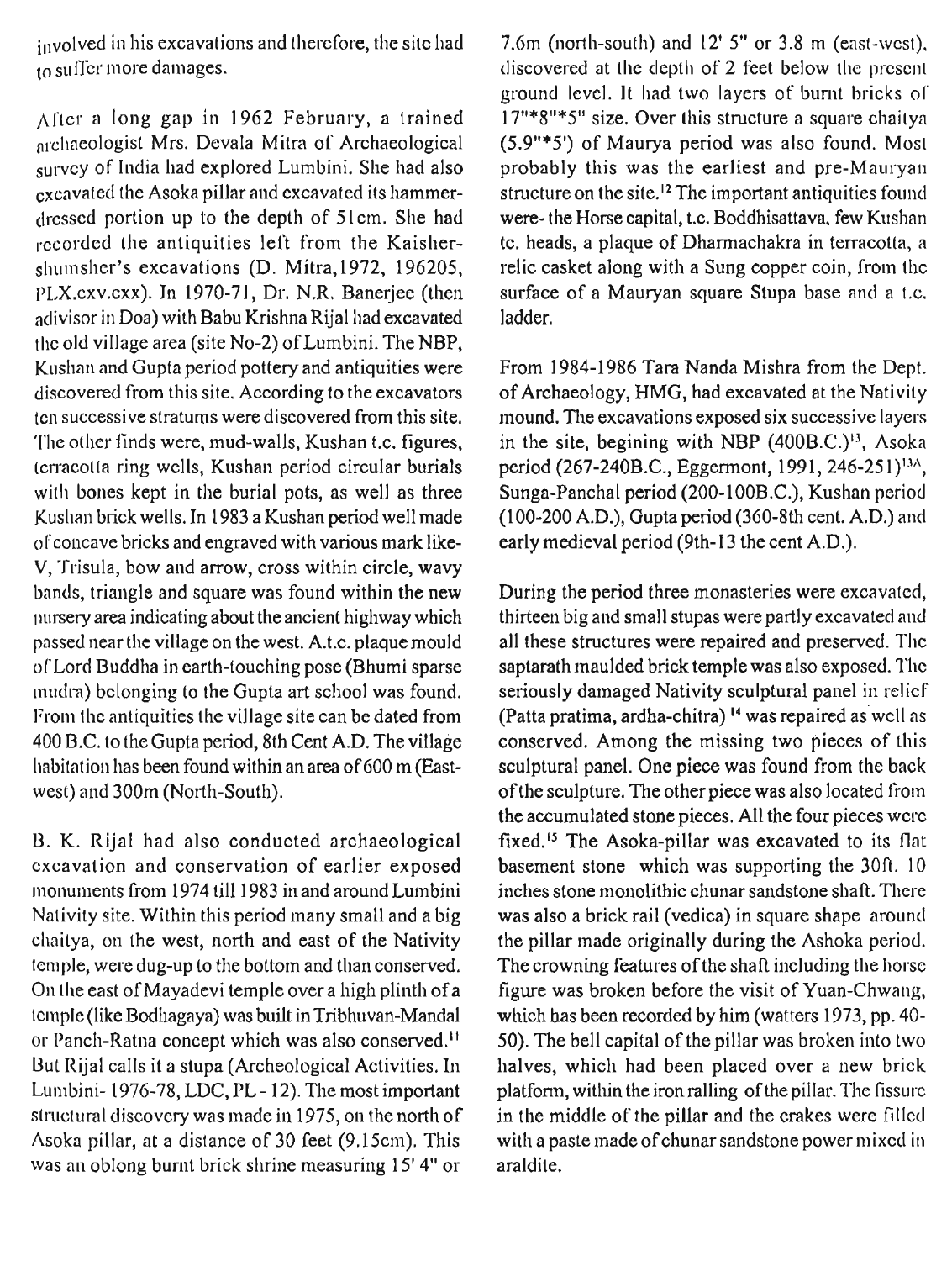involved in his excavations and therefore, the site had to suffer more damages.

After a long gap in 1962 February, a trained archaeologist Mrs. Devala Mitra of Archaeological survey of India had explored Lumbini. She had also excavated the Asoka pillar and excavated its hammer-dressed portion up to the depth of 51cm. She had recorded the antiquities left from the Kaisher-shumsher's excavations (D. Mitra,1972, 196205, PLX.cxv.cxx). In 1970-71, Dr. N.R. Banerjee (then adivisor in Doa) with Babu Krishna Rijal had excavated the old village area (site No-2) of Lumbini. The NBP, Kushan and Gupta period pottery and antiquities were discovered from this site. According to the excavators ten successive stratums were discovered from this site. The other finds were, mud-walls, Kushan t.c. figures, terracotta ring wells, Kushan period circular burials with bones kept in the burial pots, as well as three Kushan brick wells. In 1983 a Kushan period well made of concave bricks and engraved with various mark like- V, Trisula, bow and arrow, cross within circle, wavy bands, triangle and square was found within the new nursery area indicating about the ancient highway which passed near the village on the west. A.t.c. plaque mould of Lord Buddha in earth-touching pose (Bhumi sparse mudra) belonging to the Gupta art school was found. From the antiquities the village site can be dated from 400 B.C. to the Gupta period, 8th Cent A.D. The village habitation has been found within an area of 600 m (East-west) and 300m (North-South).

B. K. Rijal had also conducted archaeological excavation and conservation of earlier exposed monuments from 1974 till 1983 in and around Lumbini Nativity site. Within this period many small and a big chaitya, on the west, north and east of the Nativity temple, were dug-up to the bottom and than conserved. On the east of Mayadevi temple over a high plinth of a temple (like Bodhagaya) was built in Tribhuvan-Mandal or Panch-Ratna concept which was also conserved.[11] But Rijal calls it a stupa (Archeological Activities. In Lumbini- 1976-78, LDC, PL - 12). The most important structural discovery was made in 1975, on the north of Asoka pillar, at a distance of 30 feet (9.15cm). This was an oblong burnt brick shrine measuring 15' 4" or 7.6m (north-south) and 12' 5" or 3.8 m (east-west), discovered at the depth of 2 feet below the present ground level. It had two layers of burnt bricks of 17"*8"*5" size. Over this structure a square chaitya (5.9"*5') of Maurya period was also found. Most probably this was the earliest and pre-Mauryan structure on the site.[12] The important antiquities found were- the Horse capital, t.c. Boddhisattava, few Kushan tc. heads, a plaque of Dharmachakra in terracotta, a relic casket along with a Sung copper coin, from the surface of a Mauryan square Stupa base and a t.c. ladder.

From 1984-1986 Tara Nanda Mishra from the Dept. of Archaeology, HMG, had excavated at the Nativity mound. The excavations exposed six successive layers in the site, begining with NBP (400B.C.)[13], Asoka period (267-240B.C., Eggermont, 1991, 246-251)[13A], Sunga-Panchal period (200-100B.C.), Kushan period (100-200 A.D.), Gupta period (360-8th cent. A.D.) and early medieval period (9th-13 the cent A.D.).

During the period three monasteries were excavated, thirteen big and small stupas were partly excavated and all these structures were repaired and preserved. The saptarath maulded brick temple was also exposed. The seriously damaged Nativity sculptural panel in relief (Patta pratima, ardha-chitra) [14] was repaired as well as conserved. Among the missing two pieces of this sculptural panel. One piece was found from the back of the sculpture. The other piece was also located from the accumulated stone pieces. All the four pieces were fixed.[15] The Asoka-pillar was excavated to its flat basement stone which was supporting the 30ft. 10 inches stone monolithic chunar sandstone shaft. There was also a brick rail (vedica) in square shape around the pillar made originally during the Ashoka period. The crowning features of the shaft including the horse figure was broken before the visit of Yuan-Chwang, which has been recorded by him (watters 1973, pp. 40-50). The bell capital of the pillar was broken into two halves, which had been placed over a new brick platform, within the iron ralling of the pillar. The fissure in the middle of the pillar and the crakes were filled with a paste made of chunar sandstone power mixed in araldite.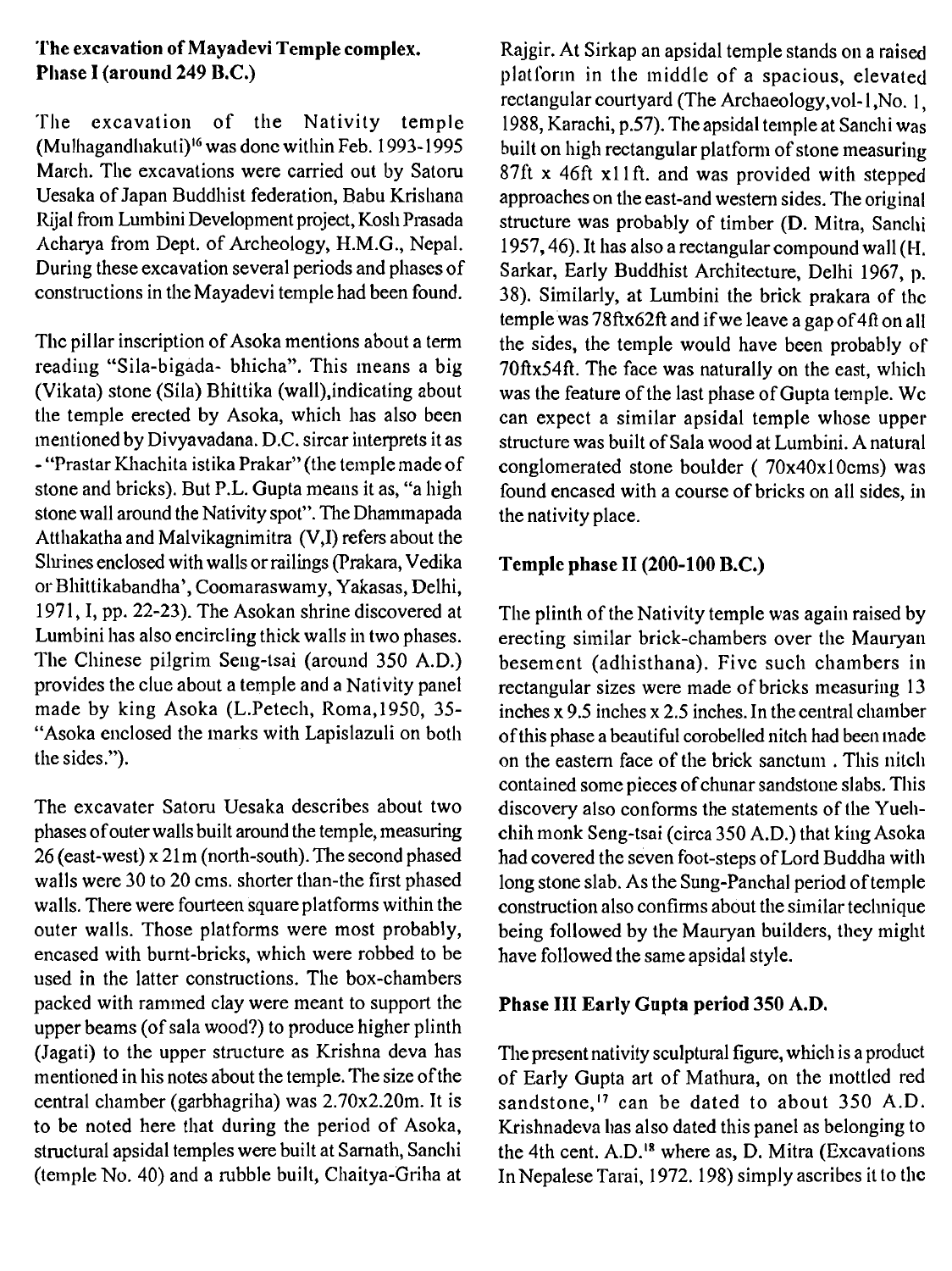## The excavation of Mayadevi Temple complex. Phase I (around 249 B.C.)

The excavation of the Nativity temple (Mulhagandhakuti)[16] was done within Feb. 1993-1995 March. The excavations were carried out by Satoru Uesaka of Japan Buddhist federation, Babu Krishana Rijal from Lumbini Development project, Kosh Prasada Acharya from Dept. of Archeology, H.M.G., Nepal. During these excavation several periods and phases of constructions in the Mayadevi temple had been found.

The pillar inscription of Asoka mentions about a term reading "Sila-bigada- bhicha". This means a big (Vikata) stone (Sila) Bhittika (wall),indicating about the temple erected by Asoka, which has also been mentioned by Divyavadana. D.C. sircar interprets it as - "Prastar Khachita istika Prakar" (the temple made of stone and bricks). But P.L. Gupta means it as, "a high stone wall around the Nativity spot". The Dhammapada Atthakatha and Malvikagnimitra (V,I) refers about the Shrines enclosed with walls or railings (Prakara, Vedika or Bhittikabandha', Coomaraswamy, Yakasas, Delhi, 1971, I, pp. 22-23). The Asokan shrine discovered at Lumbini has also encircling thick walls in two phases. The Chinese pilgrim Seng-tsai (around 350 A.D.) provides the clue about a temple and a Nativity panel made by king Asoka (L.Petech, Roma,1950, 35- "Asoka enclosed the marks with Lapislazuli on both the sides.").

The excavater Satoru Uesaka describes about two phases of outer walls built around the temple, measuring 26 (east-west) x 21m (north-south). The second phased walls were 30 to 20 cms. shorter than-the first phased walls. There were fourteen square platforms within the outer walls. Those platforms were most probably, encased with burnt-bricks, which were robbed to be used in the latter constructions. The box-chambers packed with rammed clay were meant to support the upper beams (of sala wood?) to produce higher plinth (Jagati) to the upper structure as Krishna deva has mentioned in his notes about the temple. The size of the central chamber (garbhagriha) was 2.70x2.20m. It is to be noted here that during the period of Asoka, structural apsidal temples were built at Sarnath, Sanchi (temple No. 40) and a rubble built, Chaitya-Griha at Rajgir. At Sirkap an apsidal temple stands on a raised platform in the middle of a spacious, elevated rectangular courtyard (The Archaeology,vol-1,No. 1, 1988, Karachi, p.57). The apsidal temple at Sanchi was built on high rectangular platform of stone measuring 87ft x 46ft x11ft. and was provided with stepped approaches on the east-and western sides. The original structure was probably of timber (D. Mitra, Sanchi 1957, 46). It has also a rectangular compound wall (H. Sarkar, Early Buddhist Architecture, Delhi 1967, p. 38). Similarly, at Lumbini the brick prakara of the temple was 78ftx62ft and if we leave a gap of 4ft on all the sides, the temple would have been probably of 70ftx54ft. The face was naturally on the east, which was the feature of the last phase of Gupta temple. We can expect a similar apsidal temple whose upper structure was built of Sala wood at Lumbini. A natural conglomerated stone boulder ( 70x40x10cms) was found encased with a course of bricks on all sides, in the nativity place.

## Temple phase II (200-100 B.C.)

The plinth of the Nativity temple was again raised by erecting similar brick-chambers over the Mauryan besement (adhisthana). Five such chambers in rectangular sizes were made of bricks measuring 13 inches x 9.5 inches x 2.5 inches. In the central chamber of this phase a beautiful corobelled nitch had been made on the eastern face of the brick sanctum . This nitch contained some pieces of chunar sandstone slabs. This discovery also conforms the statements of the Yueh-chih monk Seng-tsai (circa 350 A.D.) that king Asoka had covered the seven foot-steps of Lord Buddha with long stone slab. As the Sung-Panchal period of temple construction also confirms about the similar technique being followed by the Mauryan builders, they might have followed the same apsidal style.

## Phase III Early Gupta period 350 A.D.

The present nativity sculptural figure, which is a product of Early Gupta art of Mathura, on the mottled red sandstone,[17] can be dated to about 350 A.D. Krishnadeva has also dated this panel as belonging to the 4th cent. A.D.[18] where as, D. Mitra (Excavations In Nepalese Tarai, 1972. 198) simply ascribes it to the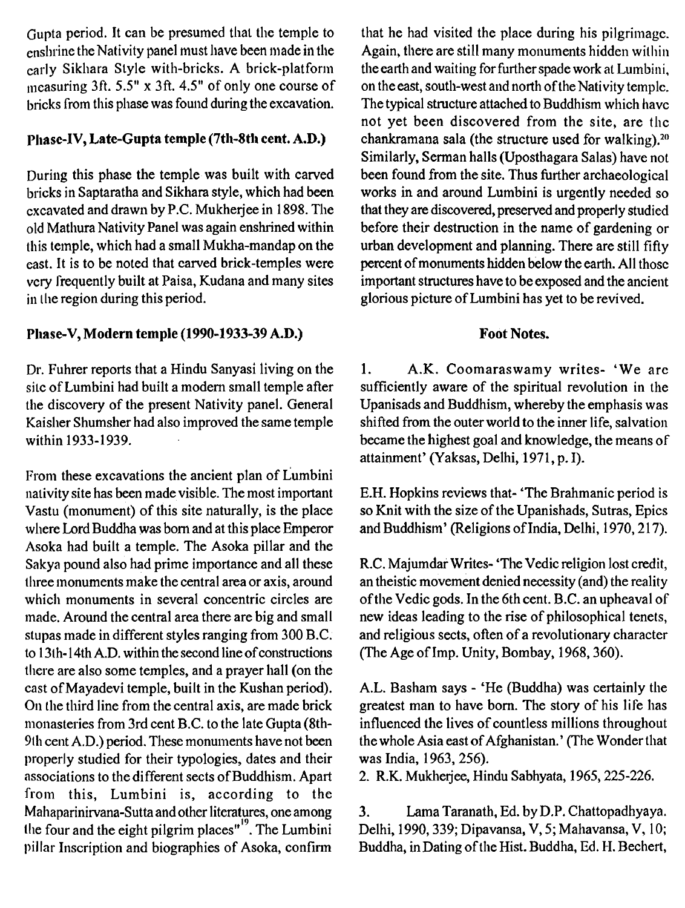Gupta period. It can be presumed that the temple to enshrine the Nativity panel must have been made in the early Sikhara Style with-bricks. A brick-platform measuring 3ft. 5.5" x 3ft. 4.5" of only one course of bricks from this phase was found during the excavation.

### Phase-IV, Late-Gupta temple (7th-8th cent. A.D.)

During this phase the temple was built with carved bricks in Saptaratha and Sikhara style, which had been excavated and drawn by P.C. Mukherjee in 1898. The old Mathura Nativity Panel was again enshrined within this temple, which had a small Mukha-mandap on the east. It is to be noted that carved brick-temples were very frequently built at Paisa, Kudana and many sites in the region during this period.

### Phase-V, Modern temple (1990-1933-39 A.D.)

Dr. Fuhrer reports that a Hindu Sanyasi living on the site of Lumbini had built a modern small temple after the discovery of the present Nativity panel. General Kaisher Shumsher had also improved the same temple within 1933-1939.

From these excavations the ancient plan of Lumbini nativity site has been made visible. The most important Vastu (monument) of this site naturally, is the place where Lord Buddha was born and at this place Emperor Asoka had built a temple. The Asoka pillar and the Sakya pound also had prime importance and all these three monuments make the central area or axis, around which monuments in several concentric circles are made. Around the central area there are big and small stupas made in different styles ranging from 300 B.C. to 13th-14th A.D. within the second line of constructions there are also some temples, and a prayer hall (on the east of Mayadevi temple, built in the Kushan period). On the third line from the central axis, are made brick monasteries from 3rd cent B.C. to the late Gupta (8th-9th cent A.D.) period. These monuments have not been properly studied for their typologies, dates and their associations to the different sects of Buddhism. Apart from this, Lumbini is, according to the Mahaparinirvana-Sutta and other literatures, one among the four and the eight pilgrim places"[19]. The Lumbini pillar Inscription and biographies of Asoka, confirm that he had visited the place during his pilgrimage. Again, there are still many monuments hidden within the earth and waiting for further spade work at Lumbini, on the east, south-west and north of the Nativity temple. The typical structure attached to Buddhism which have not yet been discovered from the site, are the chankramana sala (the structure used for walking).[20] Similarly, Serman halls (Uposthagara Salas) have not been found from the site. Thus further archaeological works in and around Lumbini is urgently needed so that they are discovered, preserved and properly studied before their destruction in the name of gardening or urban development and planning. There are still fifty percent of monuments hidden below the earth. All those important structures have to be exposed and the ancient glorious picture of Lumbini has yet to be revived.

## Foot Notes.

1. A.K. Coomaraswamy writes- 'We are sufficiently aware of the spiritual revolution in the Upanisads and Buddhism, whereby the emphasis was shifted from the outer world to the inner life, salvation became the highest goal and knowledge, the means of attainment' (Yaksas, Delhi, 1971, p. I).

E.H. Hopkins reviews that- 'The Brahmanic period is so Knit with the size of the Upanishads, Sutras, Epics and Buddhism' (Religions of India, Delhi, 1970, 217).

R.C. Majumdar Writes- 'The Vedic religion lost credit, an theistic movement denied necessity (and) the reality of the Vedic gods. In the 6th cent. B.C. an upheaval of new ideas leading to the rise of philosophical tenets, and religious sects, often of a revolutionary character (The Age of Imp. Unity, Bombay, 1968, 360).

A.L. Basham says - 'He (Buddha) was certainly the greatest man to have born. The story of his life has influenced the lives of countless millions throughout the whole Asia east of Afghanistan.' (The Wonder that was India, 1963, 256).

2. R.K. Mukherjee, Hindu Sabhyata, 1965, 225-226.

3. Lama Taranath, Ed. by D.P. Chattopadhyaya. Delhi, 1990, 339; Dipavansa, V, 5; Mahavansa, V, 10; Buddha, in Dating of the Hist. Buddha, Ed. H. Bechert,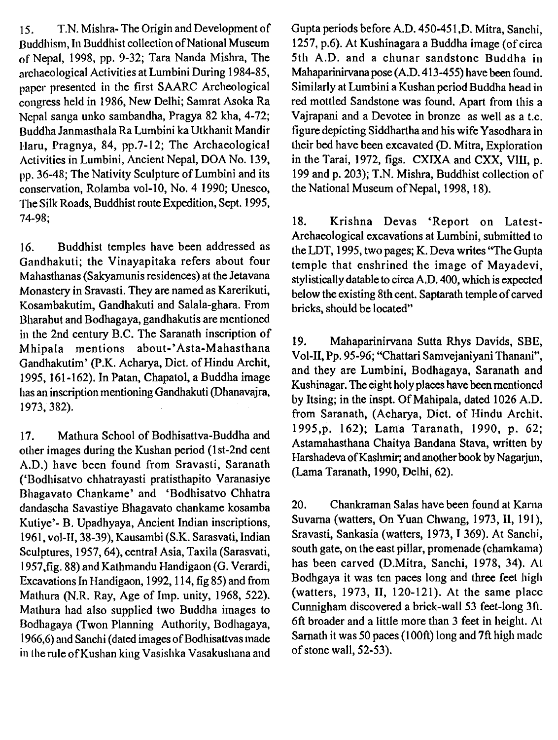15. T.N. Mishra- The Origin and Development of Buddhism, In Buddhist collection of National Museum of Nepal, 1998, pp. 9-32; Tara Nanda Mishra, The archaeological Activities at Lumbini During 1984-85, paper presented in the first SAARC Archeological congress held in 1986, New Delhi; Samrat Asoka Ra Nepal sanga unko sambandha, Pragya 82 kha, 4-72; Buddha Janmasthala Ra Lumbini ka Utkhanit Mandir Haru, Pragnya, 84, pp.7-12; The Archaeological Activities in Lumbini, Ancient Nepal, DOA No. 139, pp. 36-48; The Nativity Sculpture of Lumbini and its conservation, Rolamba vol-10, No. 4 1990; Unesco, The Silk Roads, Buddhist route Expedition, Sept. 1995, 74-98;

16. Buddhist temples have been addressed as Gandhakuti; the Vinayapitaka refers about four Mahasthanas (Sakyamunis residences) at the Jetavana Monastery in Sravasti. They are named as Karerikuti, Kosambakutim, Gandhakuti and Salala-ghara. From Bharahut and Bodhagaya, gandhakutis are mentioned in the 2nd century B.C. The Saranath inscription of Mhipala mentions about-'Asta-Mahasthana Gandhakutim' (P.K. Acharya, Dict. of Hindu Archit, 1995, 161-162). In Patan, Chapatol, a Buddha image has an inscription mentioning Gandhakuti (Dhanavajra, 1973, 382).

17. Mathura School of Bodhisattva-Buddha and other images during the Kushan period (1st-2nd cent A.D.) have been found from Sravasti, Saranath ('Bodhisatvo chhatrayasti pratisthapito Varanasiye Bhagavato Chankame' and 'Bodhisatvo Chhatra dandascha Savastiye Bhagavato chankame kosamba Kutiye'- B. Upadhyaya, Ancient Indian inscriptions, 1961, vol-II, 38-39), Kausambi (S.K. Sarasvati, Indian Sculptures, 1957, 64), central Asia, Taxila (Sarasvati, 1957,fig. 88) and Kathmandu Handigaon (G. Verardi, Excavations In Handigaon, 1992, 114, fig 85) and from Mathura (N.R. Ray, Age of Imp. unity, 1968, 522). Mathura had also supplied two Buddha images to Bodhagaya (Twon Planning Authority, Bodhagaya, 1966,6) and Sanchi (dated images of Bodhisattvas made in the rule of Kushan king Vasishka Vasakushana and Gupta periods before A.D. 450-451,D. Mitra, Sanchi, 1257, p.6). At Kushinagara a Buddha image (of circa 5th A.D. and a chunar sandstone Buddha in Mahaparinirvana pose (A.D. 413-455) have been found. Similarly at Lumbini a Kushan period Buddha head in red mottled Sandstone was found. Apart from this a Vajrapani and a Devotee in bronze as well as a t.c. figure depicting Siddhartha and his wife Yasodhara in their bed have been excavated (D. Mitra, Exploration in the Tarai, 1972, figs. CXIXA and CXX, VIII, p. 199 and p. 203); T.N. Mishra, Buddhist collection of the National Museum of Nepal, 1998, 18).

18. Krishna Devas 'Report on Latest-Archaeological excavations at Lumbini, submitted to the LDT, 1995, two pages; K. Deva writes "The Gupta temple that enshrined the image of Mayadevi, stylistically datable to circa A.D. 400, which is expected below the existing 8th cent. Saptarath temple of carved bricks, should be located"

19. Mahaparinirvana Sutta Rhys Davids, SBE, Vol-II, Pp. 95-96; "Chattari Samvejaniyani Thanani", and they are Lumbini, Bodhagaya, Saranath and Kushinagar. The eight holy places have been mentioned by Itsing; in the inspt. Of Mahipala, dated 1026 A.D. from Saranath, (Acharya, Dict. of Hindu Archit. 1995,p. 162); Lama Taranath, 1990, p. 62; Astamahasthana Chaitya Bandana Stava, written by Harshadeva of Kashmir; and another book by Nagarjun, (Lama Taranath, 1990, Delhi, 62).

20. Chankraman Salas have been found at Karna Suvarna (watters, On Yuan Chwang, 1973, II, 191), Sravasti, Sankasia (watters, 1973, I 369). At Sanchi, south gate, on the east pillar, promenade (chamkama) has been carved (D.Mitra, Sanchi, 1978, 34). At Bodhgaya it was ten paces long and three feet high (watters, 1973, II, 120-121). At the same place Cunnigham discovered a brick-wall 53 feet-long 3ft. 6ft broader and a little more than 3 feet in height. At Sarnath it was 50 paces (100ft) long and 7ft high made of stone wall, 52-53).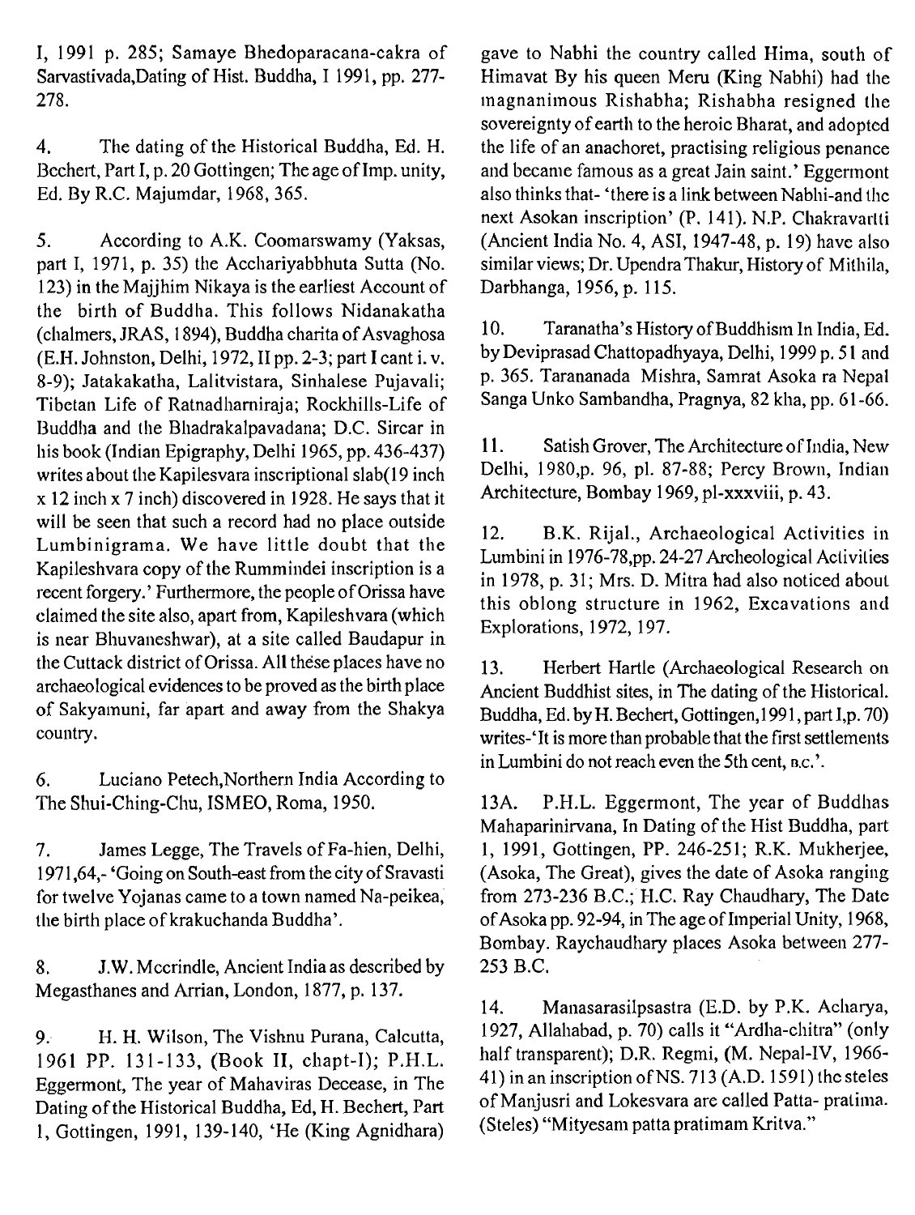I, 1991 p. 285; Samaye Bhedoparacana-cakra of Sarvastivada,Dating of Hist. Buddha, I 1991, pp. 277-278.

4. The dating of the Historical Buddha, Ed. H. Bechert, Part I, p. 20 Gottingen; The age of Imp. unity, Ed. By R.C. Majumdar, 1968, 365.

5. According to A.K. Coomarswamy (Yaksas, part I, 1971, p. 35) the Acchariyabbhuta Sutta (No. 123) in the Majjhim Nikaya is the earliest Account of the birth of Buddha. This follows Nidanakatha (chalmers, JRAS, 1894), Buddha charita of Asvaghosa (E.H. Johnston, Delhi, 1972, II pp. 2-3; part I cant i. v. 8-9); Jatakakatha, Lalitvistara, Sinhalese Pujavali; Tibetan Life of Ratnadharniraja; Rockhills-Life of Buddha and the Bhadrakalpavadana; D.C. Sircar in his book (Indian Epigraphy, Delhi 1965, pp. 436-437) writes about the Kapilesvara inscriptional slab(19 inch x 12 inch x 7 inch) discovered in 1928. He says that it will be seen that such a record had no place outside Lumbinigrama. We have little doubt that the Kapileshvara copy of the Rummindei inscription is a recent forgery.' Furthermore, the people of Orissa have claimed the site also, apart from, Kapileshvara (which is near Bhuvaneshwar), at a site called Baudapur in the Cuttack district of Orissa. All these places have no archaeological evidences to be proved as the birth place of Sakyamuni, far apart and away from the Shakya country.

6. Luciano Petech,Northern India According to The Shui-Ching-Chu, ISMEO, Roma, 1950.

7. James Legge, The Travels of Fa-hien, Delhi, 1971,64,- 'Going on South-east from the city of Sravasti for twelve Yojanas came to a town named Na-peikea, the birth place of krakuchanda Buddha'.

8. J.W. Mccrindle, Ancient India as described by Megasthanes and Arrian, London, 1877, p. 137.

9. H. H. Wilson, The Vishnu Purana, Calcutta, 1961 PP. 131-133, (Book II, chapt-I); P.H.L. Eggermont, The year of Mahaviras Decease, in The Dating of the Historical Buddha, Ed, H. Bechert, Part 1, Gottingen, 1991, 139-140, 'He (King Agnidhara) gave to Nabhi the country called Hima, south of Himavat By his queen Meru (King Nabhi) had the magnanimous Rishabha; Rishabha resigned the sovereignty of earth to the heroic Bharat, and adopted the life of an anachoret, practising religious penance and became famous as a great Jain saint.' Eggermont also thinks that- 'there is a link between Nabhi-and the next Asokan inscription' (P. 141). N.P. Chakravartti (Ancient India No. 4, ASI, 1947-48, p. 19) have also similar views; Dr. Upendra Thakur, History of Mithila, Darbhanga, 1956, p. 115.

10. Taranatha's History of Buddhism In India, Ed. by Deviprasad Chattopadhyaya, Delhi, 1999 p. 51 and p. 365. Tarananada Mishra, Samrat Asoka ra Nepal Sanga Unko Sambandha, Pragnya, 82 kha, pp. 61-66.

11. Satish Grover, The Architecture of India, New Delhi, 1980,p. 96, pl. 87-88; Percy Brown, Indian Architecture, Bombay 1969, pl-xxxviii, p. 43.

12. B.K. Rijal., Archaeological Activities in Lumbini in 1976-78,pp. 24-27 Archeological Activities in 1978, p. 31; Mrs. D. Mitra had also noticed about this oblong structure in 1962, Excavations and Explorations, 1972, 197.

13. Herbert Hartle (Archaeological Research on Ancient Buddhist sites, in The dating of the Historical. Buddha, Ed. by H. Bechert, Gottingen,1991, part I,p. 70) writes-'It is more than probable that the first settlements in Lumbini do not reach even the 5th cent, B.C.'.

13A. P.H.L. Eggermont, The year of Buddhas Mahaparinirvana, In Dating of the Hist Buddha, part 1, 1991, Gottingen, PP. 246-251; R.K. Mukherjee, (Asoka, The Great), gives the date of Asoka ranging from 273-236 B.C.; H.C. Ray Chaudhary, The Date of Asoka pp. 92-94, in The age of Imperial Unity, 1968, Bombay. Raychaudhary places Asoka between 277-253 B.C.

14. Manasarasilpsastra (E.D. by P.K. Acharya, 1927, Allahabad, p. 70) calls it "Ardha-chitra" (only half transparent); D.R. Regmi, (M. Nepal-IV, 1966-41) in an inscription of NS. 713 (A.D. 1591) the steles of Manjusri and Lokesvara are called Patta- pratima. (Steles) "Mityesam patta pratimam Kritva."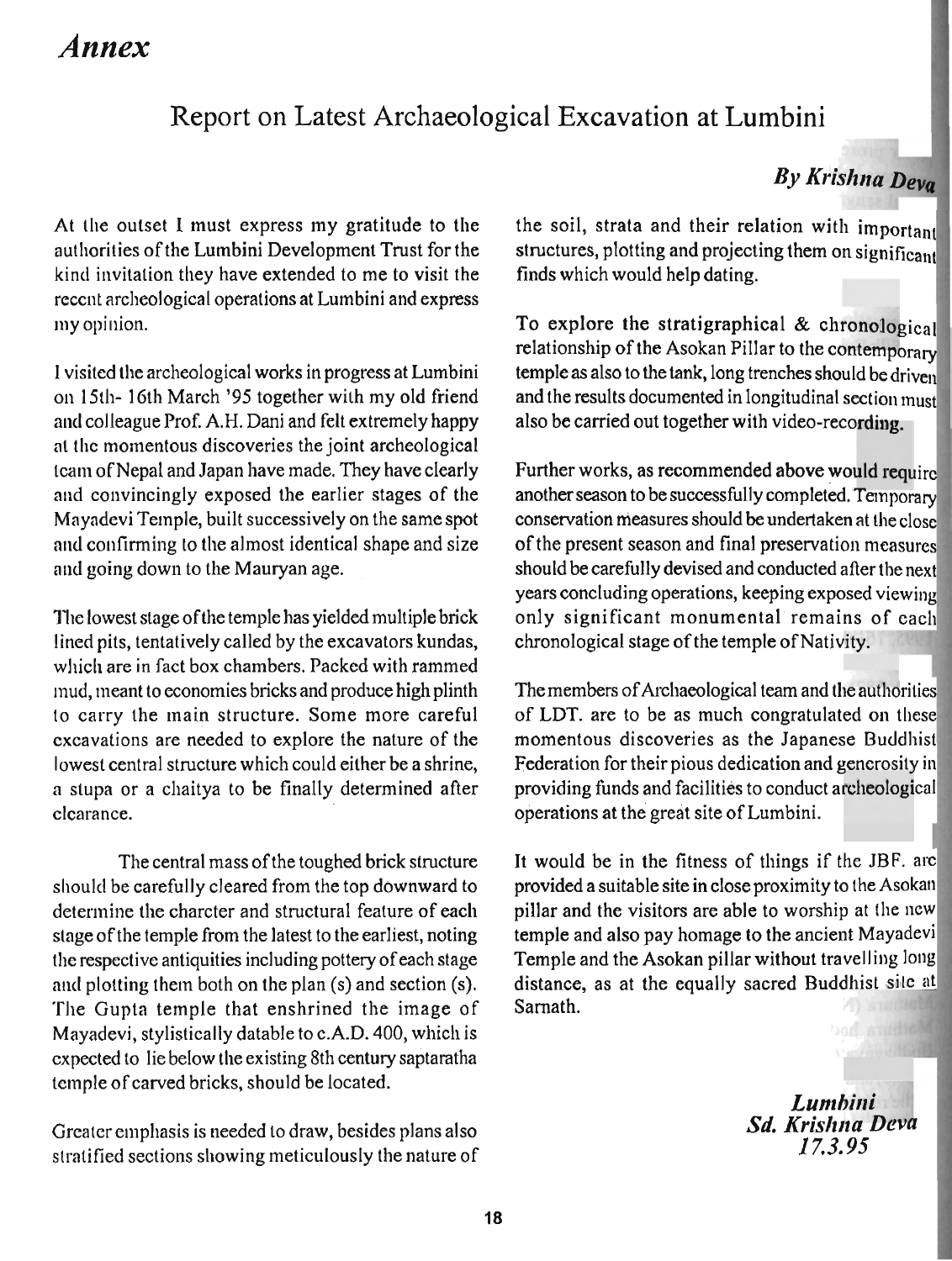# *Annex*

## Report on Latest Archaeological Excavation at Lumbini

***By Krishna Deva***

At the outset I must express my gratitude to the authorities of the Lumbini Development Trust for the kind invitation they have extended to me to visit the recent archeological operations at Lumbini and express my opinion.

I visited the archeological works in progress at Lumbini on 15th- 16th March '95 together with my old friend and colleague Prof. A.H. Dani and felt extremely happy at the momentous discoveries the joint archeological team of Nepal and Japan have made. They have clearly and convincingly exposed the earlier stages of the Mayadevi Temple, built successively on the same spot and confirming to the almost identical shape and size and going down to the Mauryan age.

The lowest stage of the temple has yielded multiple brick lined pits, tentatively called by the excavators kundas, which are in fact box chambers. Packed with rammed mud, meant to economies bricks and produce high plinth to carry the main structure. Some more careful excavations are needed to explore the nature of the lowest central structure which could either be a shrine, a stupa or a chaitya to be finally determined after clearance.

The central mass of the toughed brick structure should be carefully cleared from the top downward to determine the charcter and structural feature of each stage of the temple from the latest to the earliest, noting the respective antiquities including pottery of each stage and plotting them both on the plan (s) and section (s). The Gupta temple that enshrined the image of Mayadevi, stylistically datable to c.A.D. 400, which is expected to lie below the existing 8th century saptaratha temple of carved bricks, should be located.

Greater emphasis is needed to draw, besides plans also stratified sections showing meticulously the nature of the soil, strata and their relation with important structures, plotting and projecting them on significant finds which would help dating.

To explore the stratigraphical & chronological relationship of the Asokan Pillar to the contemporary temple as also to the tank, long trenches should be driven and the results documented in longitudinal section must also be carried out together with video-recording.

Further works, as recommended above would require another season to be successfully completed. Temporary conservation measures should be undertaken at the close of the present season and final preservation measures should be carefully devised and conducted after the next years concluding operations, keeping exposed viewing only significant monumental remains of each chronological stage of the temple of Nativity.

The members of Archaeological team and the authorities of LDT. are to be as much congratulated on these momentous discoveries as the Japanese Buddhist Federation for their pious dedication and generosity in providing funds and facilities to conduct archeological operations at the great site of Lumbini.

It would be in the fitness of things if the JBF. are provided a suitable site in close proximity to the Asokan pillar and the visitors are able to worship at the new temple and also pay homage to the ancient Mayadevi Temple and the Asokan pillar without travelling long distance, as at the equally sacred Buddhist site at Sarnath.

***Lumbini***
***Sd. Krishna Deva***
***17.3.95***